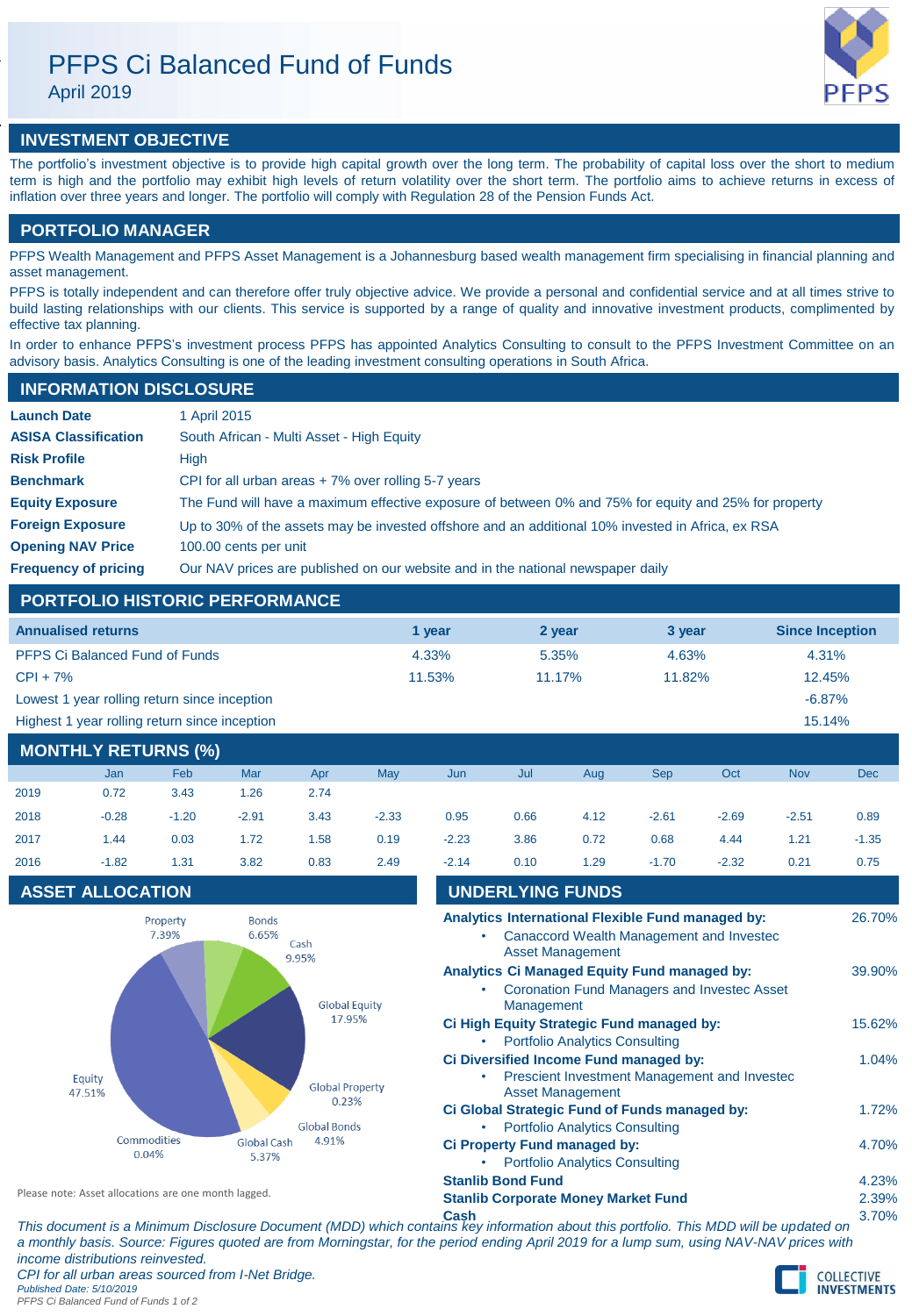# PFPS Ci Balanced Fund of Funds

April 2019

## INVESTMENT OBJECTIVE

The portfolio's investment objective is to provide high capital growth over the long term. The probability of capital loss over the short to medium term is high and the portfolio may exhibit high levels of return volatility over the short term. The portfolio aims to achieve returns in excess of inflation over three years and longer. The portfolio will comply with Regulation 28 of the Pension Funds Act.

## PORTFOLIO MANAGER

PFPS Wealth Management and PFPS Asset Management is a Johannesburg based wealth management firm specialising in financial planning and asset management.

PFPS is totally independent and can therefore offer truly objective advice. We provide a personal and confidential service and at all times strive to build lasting relationships with our clients. This service is supported by a range of quality and innovative investment products, complimented by effective tax planning.

In order to enhance PFPS's investment process PFPS has appointed Analytics Consulting to consult to the PFPS Investment Committee on an advisory basis. Analytics Consulting is one of the leading investment consulting operations in South Africa.

## INFORMATION DISCLOSURE

| | |
|---|---|
| **Launch Date** | 1 April 2015 |
| **ASISA Classification** | South African - Multi Asset - High Equity |
| **Risk Profile** | High |
| **Benchmark** | CPI for all urban areas + 7% over rolling 5-7 years |
| **Equity Exposure** | The Fund will have a maximum effective exposure of between 0% and 75% for equity and 25% for property |
| **Foreign Exposure** | Up to 30% of the assets may be invested offshore and an additional 10% invested in Africa, ex RSA |
| **Opening NAV Price** | 100.00 cents per unit |
| **Frequency of pricing** | Our NAV prices are published on our website and in the national newspaper daily |

## PORTFOLIO HISTORIC PERFORMANCE

| Annualised returns | 1 year | 2 year | 3 year | Since Inception |
|---|---|---|---|---|
| PFPS Ci Balanced Fund of Funds | 4.33% | 5.35% | 4.63% | 4.31% |
| CPI + 7% | 11.53% | 11.17% | 11.82% | 12.45% |
| Lowest 1 year rolling return since inception | | | | -6.87% |
| Highest 1 year rolling return since inception | | | | 15.14% |

## MONTHLY RETURNS (%)

| | Jan | Feb | Mar | Apr | May | Jun | Jul | Aug | Sep | Oct | Nov | Dec |
|---|---|---|---|---|---|---|---|---|---|---|---|---|
| 2019 | 0.72 | 3.43 | 1.26 | 2.74 | | | | | | | | |
| 2018 | -0.28 | -1.20 | -2.91 | 3.43 | -2.33 | 0.95 | 0.66 | 4.12 | -2.61 | -2.69 | -2.51 | 0.89 |
| 2017 | 1.44 | 0.03 | 1.72 | 1.58 | 0.19 | -2.23 | 3.86 | 0.72 | 0.68 | 4.44 | 1.21 | -1.35 |
| 2016 | -1.82 | 1.31 | 3.82 | 0.83 | 2.49 | -2.14 | 0.10 | 1.29 | -1.70 | -2.32 | 0.21 | 0.75 |

## ASSET ALLOCATION

| Asset | % |
|---|---|
| Equity | 47.51% |
| Property | 7.39% |
| Bonds | 6.65% |
| Cash | 9.95% |
| Global Equity | 17.95% |
| Global Property | 0.23% |
| Global Bonds | 4.91% |
| Global Cash | 5.37% |
| Commodities | 0.04% |

Please note: Asset allocations are one month lagged.

## UNDERLYING FUNDS

| Fund | % |
|---|---|
| **Analytics International Flexible Fund managed by:**<br>• Canaccord Wealth Management and Investec Asset Management | 26.70% |
| **Analytics Ci Managed Equity Fund managed by:**<br>• Coronation Fund Managers and Investec Asset Management | 39.90% |
| **Ci High Equity Strategic Fund managed by:**<br>• Portfolio Analytics Consulting | 15.62% |
| **Ci Diversified Income Fund managed by:**<br>• Prescient Investment Management and Investec Asset Management | 1.04% |
| **Ci Global Strategic Fund of Funds managed by:**<br>• Portfolio Analytics Consulting | 1.72% |
| **Ci Property Fund managed by:**<br>• Portfolio Analytics Consulting | 4.70% |
| **Stanlib Bond Fund** | 4.23% |
| **Stanlib Corporate Money Market Fund** | 2.39% |
| **Cash** | 3.70% |

*This document is a Minimum Disclosure Document (MDD) which contains key information about this portfolio. This MDD will be updated on a monthly basis. Source: Figures quoted are from Morningstar, for the period ending April 2019 for a lump sum, using NAV-NAV prices with income distributions reinvested.*

*CPI for all urban areas sourced from I-Net Bridge.*

*Published Date: 5/10/2019*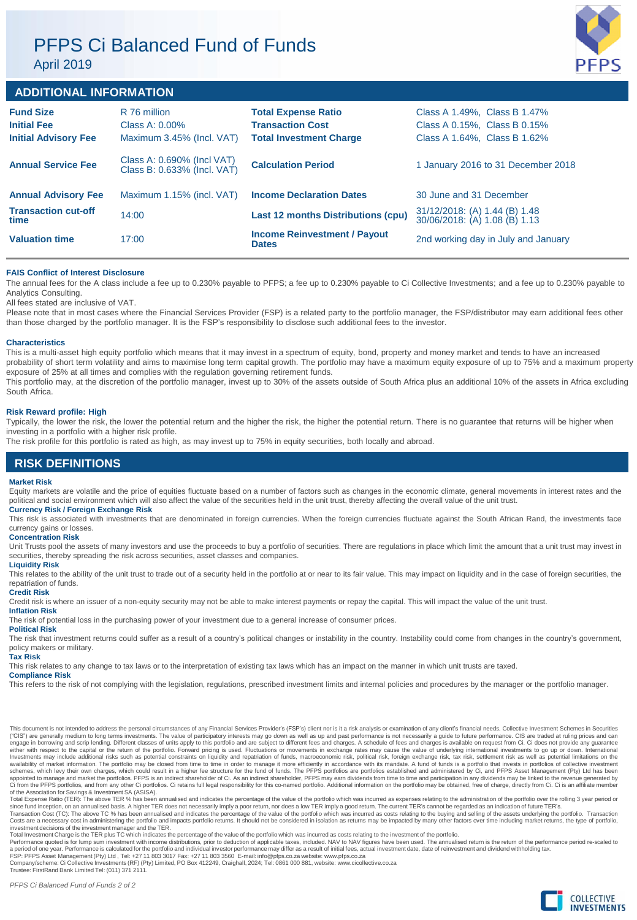# PFPS Ci Balanced Fund of Funds

April 2019

## ADDITIONAL INFORMATION

| | | | |
|---|---|---|---|
| **Fund Size** | R 76 million | **Total Expense Ratio** | Class A 1.49%, Class B 1.47% |
| **Initial Fee** | Class A: 0.00% | **Transaction Cost** | Class A 0.15%, Class B 0.15% |
| **Initial Advisory Fee** | Maximum 3.45% (Incl. VAT) | **Total Investment Charge** | Class A 1.64%, Class B 1.62% |
| **Annual Service Fee** | Class A: 0.690% (Incl VAT) Class B: 0.633% (Incl. VAT) | **Calculation Period** | 1 January 2016 to 31 December 2018 |
| **Annual Advisory Fee** | Maximum 1.15% (incl. VAT) | **Income Declaration Dates** | 30 June and 31 December |
| **Transaction cut-off time** | 14:00 | **Last 12 months Distributions (cpu)** | 31/12/2018: (A) 1.44 (B) 1.48 30/06/2018: (A) 1.08 (B) 1.13 |
| **Valuation time** | 17:00 | **Income Reinvestment / Payout Dates** | 2nd working day in July and January |

#### FAIS Conflict of Interest Disclosure

The annual fees for the A class include a fee up to 0.230% payable to PFPS; a fee up to 0.230% payable to Ci Collective Investments; and a fee up to 0.230% payable to Analytics Consulting.

All fees stated are inclusive of VAT.

Please note that in most cases where the Financial Services Provider (FSP) is a related party to the portfolio manager, the FSP/distributor may earn additional fees other than those charged by the portfolio manager. It is the FSP's responsibility to disclose such additional fees to the investor.

#### Characteristics

This is a multi-asset high equity portfolio which means that it may invest in a spectrum of equity, bond, property and money market and tends to have an increased probability of short term volatility and aims to maximise long term capital growth. The portfolio may have a maximum equity exposure of up to 75% and a maximum property exposure of 25% at all times and complies with the regulation governing retirement funds.

This portfolio may, at the discretion of the portfolio manager, invest up to 30% of the assets outside of South Africa plus an additional 10% of the assets in Africa excluding South Africa.

#### Risk Reward profile: High

Typically, the lower the risk, the lower the potential return and the higher the risk, the higher the potential return. There is no guarantee that returns will be higher when investing in a portfolio with a higher risk profile.

The risk profile for this portfolio is rated as high, as may invest up to 75% in equity securities, both locally and abroad.

## RISK DEFINITIONS

#### Market Risk

Equity markets are volatile and the price of equities fluctuate based on a number of factors such as changes in the economic climate, general movements in interest rates and the political and social environment which will also affect the value of the securities held in the unit trust, thereby affecting the overall value of the unit trust.

#### Currency Risk / Foreign Exchange Risk

This risk is associated with investments that are denominated in foreign currencies. When the foreign currencies fluctuate against the South African Rand, the investments face currency gains or losses.

#### Concentration Risk

Unit Trusts pool the assets of many investors and use the proceeds to buy a portfolio of securities. There are regulations in place which limit the amount that a unit trust may invest in securities, thereby spreading the risk across securities, asset classes and companies.

#### Liquidity Risk

This relates to the ability of the unit trust to trade out of a security held in the portfolio at or near to its fair value. This may impact on liquidity and in the case of foreign securities, the repatriation of funds.

#### Credit Risk

Credit risk is where an issuer of a non-equity security may not be able to make interest payments or repay the capital. This will impact the value of the unit trust.

#### Inflation Risk

The risk of potential loss in the purchasing power of your investment due to a general increase of consumer prices.

#### Political Risk

The risk that investment returns could suffer as a result of a country's political changes or instability in the country. Instability could come from changes in the country's government, policy makers or military.

#### Tax Risk

This risk relates to any change to tax laws or to the interpretation of existing tax laws which has an impact on the manner in which unit trusts are taxed.

#### Compliance Risk

This refers to the risk of not complying with the legislation, regulations, prescribed investment limits and internal policies and procedures by the manager or the portfolio manager.

This document is not intended to address the personal circumstances of any Financial Services Provider's (FSP's) client nor is it a risk analysis or examination of any client's financial needs. Collective Investment Schemes in Securities ("CIS") are generally medium to long terms investments. The value of participatory interests may go down as well as up and past performance is not necessarily a guide to future performance. CIS are traded at ruling prices and can engage in borrowing and scrip lending. Different classes of units apply to this portfolio and are subject to different fees and charges. A schedule of fees and charges is available on request from Ci. Ci does not provide any guarantee either with respect to the capital or the return of the portfolio. Forward pricing is used. Fluctuations or movements in exchange rates may cause the value of underlying international investments to go up or down. International Investments may include additional risks such as potential constraints on liquidity and repatriation of funds, macroeconomic risk, political risk, foreign exchange risk, tax risk, settlement risk as well as potential limitations on the availability of market information. The portfolio may be closed from time to time in order to manage it more efficiently in accordance with its mandate. A fund of funds is a portfolio that invests in portfolios of collective investment schemes, which levy their own charges, which could result in a higher fee structure for the fund of funds. The PFPS portfolios are portfolios established and administered by Ci, and PFPS Asset Management (Pty) Ltd has been appointed to manage and market the portfolios. PFPS is an indirect shareholder of Ci. As an indirect shareholder, PFPS may earn dividends from time to time and participation in any dividends may be linked to the revenue generated by Ci from the PFPS portfolios, and from any other Ci portfolios. Ci retains full legal responsibility for this co-named portfolio. Additional information on the portfolio may be obtained, free of charge, directly from Ci. Ci is an affiliate member of the Association for Savings & Investment SA (ASISA).

Total Expense Ratio (TER): The above TER % has been annualised and indicates the percentage of the value of the portfolio which was incurred as expenses relating to the administration of the portfolio over the rolling 3 year period or since fund inception, on an annualised basis. A higher TER does not necessarily imply a poor return, nor does a low TER imply a good return. The current TER's cannot be regarded as an indication of future TER's.

Transaction Cost (TC): The above TC % has been annualised and indicates the percentage of the value of the portfolio which was incurred as costs relating to the buying and selling of the assets underlying the portfolio. Transaction Costs are a necessary cost in administering the portfolio and impacts portfolio returns. It should not be considered in isolation as returns may be impacted by many other factors over time including market returns, the type of portfolio, investment decisions of the investment manager and the TER.

Total Investment Charge is the TER plus TC which indicates the percentage of the value of the portfolio which was incurred as costs relating to the investment of the portfolio.

Performance quoted is for lump sum investment with income distributions, prior to deduction of applicable taxes, included. NAV to NAV figures have been used. The annualised return is the return of the performance period re-scaled to a period of one year. Performance is calculated for the portfolio and individual investor performance may differ as a result of initial fees, actual investment date, date of reinvestment and dividend withholding tax.

FSP: PFPS Asset Management (Pty) Ltd , Tel: +27 11 803 3017 Fax: +27 11 803 3560 E-mail: info@pfps.co.za website: www.pfps.co.za

Company/scheme: Ci Collective Investments (RF) (Pty) Limited, PO Box 412249, Craighall, 2024; Tel: 0861 000 881, website: www.cicollective.co.za

Trustee: FirstRand Bank Limited Tel: (011) 371 2111.